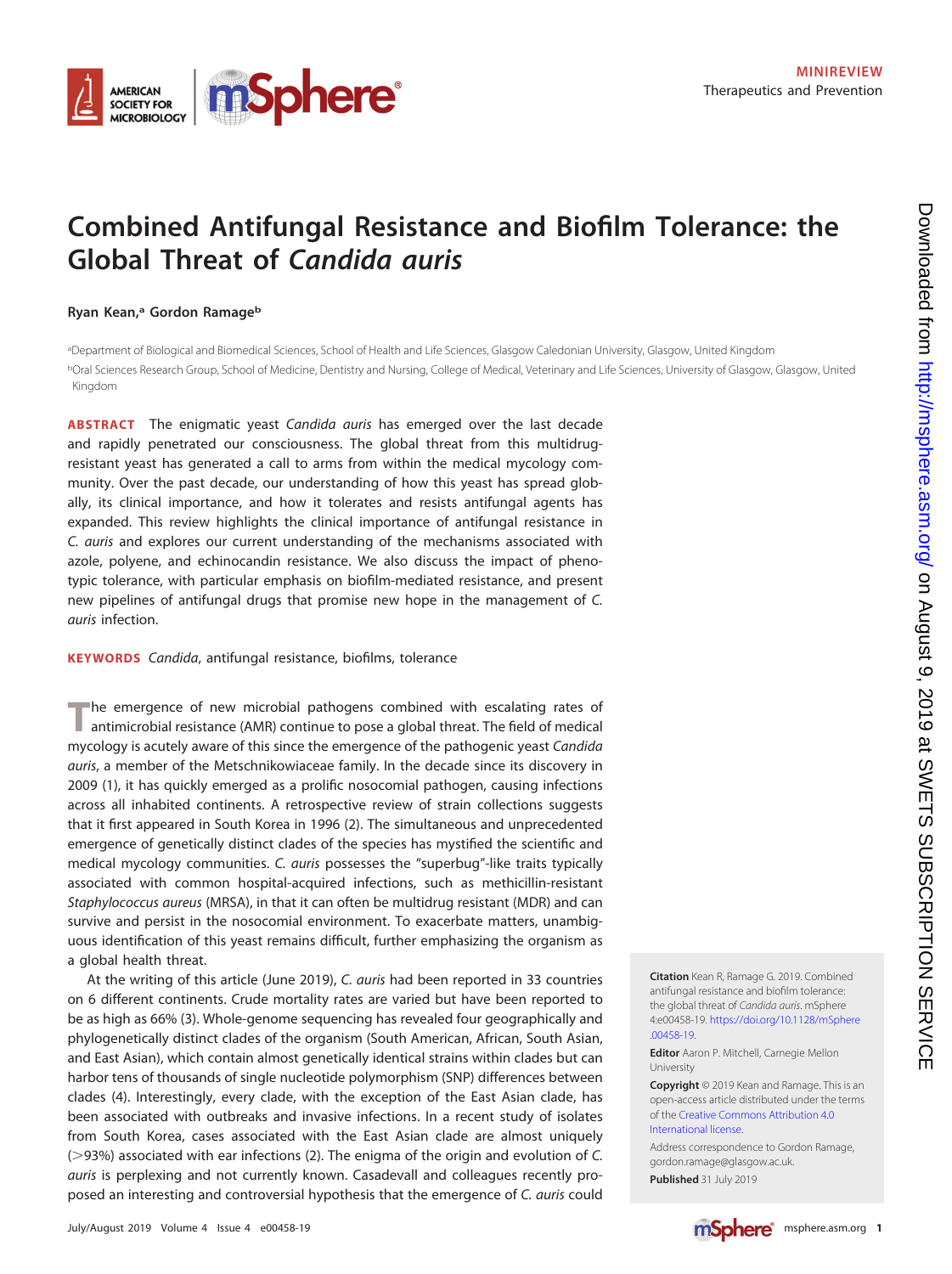MINIREVIEW
Therapeutics and Prevention

# Combined Antifungal Resistance and Biofilm Tolerance: the Global Threat of *Candida auris*

**Ryan Kean,[a] Gordon Ramage[b]**

[a]Department of Biological and Biomedical Sciences, School of Health and Life Sciences, Glasgow Caledonian University, Glasgow, United Kingdom
[b]Oral Sciences Research Group, School of Medicine, Dentistry and Nursing, College of Medical, Veterinary and Life Sciences, University of Glasgow, Glasgow, United Kingdom

**ABSTRACT** The enigmatic yeast *Candida auris* has emerged over the last decade and rapidly penetrated our consciousness. The global threat from this multidrug-resistant yeast has generated a call to arms from within the medical mycology community. Over the past decade, our understanding of how this yeast has spread globally, its clinical importance, and how it tolerates and resists antifungal agents has expanded. This review highlights the clinical importance of antifungal resistance in *C. auris* and explores our current understanding of the mechanisms associated with azole, polyene, and echinocandin resistance. We also discuss the impact of phenotypic tolerance, with particular emphasis on biofilm-mediated resistance, and present new pipelines of antifungal drugs that promise new hope in the management of *C. auris* infection.

**KEYWORDS** *Candida*, antifungal resistance, biofilms, tolerance

The emergence of new microbial pathogens combined with escalating rates of antimicrobial resistance (AMR) continue to pose a global threat. The field of medical mycology is acutely aware of this since the emergence of the pathogenic yeast *Candida auris*, a member of the Metschnikowiaceae family. In the decade since its discovery in 2009 (1), it has quickly emerged as a prolific nosocomial pathogen, causing infections across all inhabited continents. A retrospective review of strain collections suggests that it first appeared in South Korea in 1996 (2). The simultaneous and unprecedented emergence of genetically distinct clades of the species has mystified the scientific and medical mycology communities. *C. auris* possesses the "superbug"-like traits typically associated with common hospital-acquired infections, such as methicillin-resistant *Staphylococcus aureus* (MRSA), in that it can often be multidrug resistant (MDR) and can survive and persist in the nosocomial environment. To exacerbate matters, unambiguous identification of this yeast remains difficult, further emphasizing the organism as a global health threat.

At the writing of this article (June 2019), *C. auris* had been reported in 33 countries on 6 different continents. Crude mortality rates are varied but have been reported to be as high as 66% (3). Whole-genome sequencing has revealed four geographically and phylogenetically distinct clades of the organism (South American, African, South Asian, and East Asian), which contain almost genetically identical strains within clades but can harbor tens of thousands of single nucleotide polymorphism (SNP) differences between clades (4). Interestingly, every clade, with the exception of the East Asian clade, has been associated with outbreaks and invasive infections. In a recent study of isolates from South Korea, cases associated with the East Asian clade are almost uniquely (>93%) associated with ear infections (2). The enigma of the origin and evolution of *C. auris* is perplexing and not currently known. Casadevall and colleagues recently proposed an interesting and controversial hypothesis that the emergence of *C. auris* could

**Citation** Kean R, Ramage G. 2019. Combined antifungal resistance and biofilm tolerance: the global threat of *Candida auris*. mSphere 4:e00458-19. https://doi.org/10.1128/mSphere.00458-19.

**Editor** Aaron P. Mitchell, Carnegie Mellon University

**Copyright** © 2019 Kean and Ramage. This is an open-access article distributed under the terms of the Creative Commons Attribution 4.0 International license.

Address correspondence to Gordon Ramage, gordon.ramage@glasgow.ac.uk.

**Published** 31 July 2019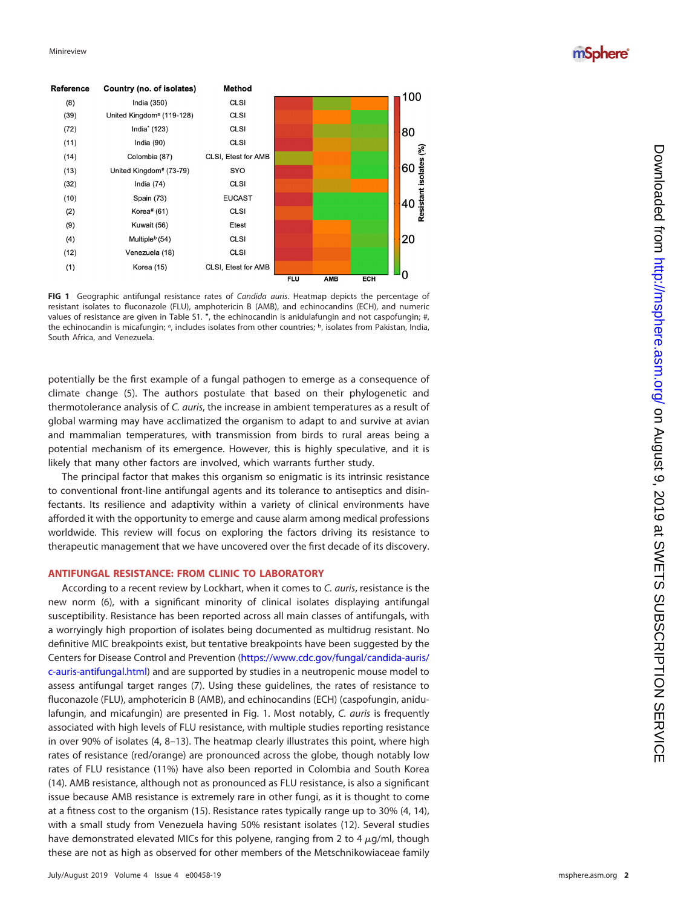| Reference | Country (no. of isolates) | Method |
|---|---|---|
| (8) | India (350) | CLSI |
| (39) | United Kingdom[a] (119-128) | CLSI |
| (72) | India* (123) | CLSI |
| (11) | India (90) | CLSI |
| (14) | Colombia (87) | CLSI, Etest for AMB |
| (13) | United Kingdom# (73-79) | SYO |
| (32) | India (74) | CLSI |
| (10) | Spain (73) | EUCAST |
| (2) | Korea# (61) | CLSI |
| (9) | Kuwait (56) | Etest |
| (4) | Multiple[b] (54) | CLSI |
| (12) | Venezuela (18) | CLSI |
| (1) | Korea (15) | CLSI, Etest for AMB |

**FIG 1** Geographic antifungal resistance rates of *Candida auris*. Heatmap depicts the percentage of resistant isolates to fluconazole (FLU), amphotericin B (AMB), and echinocandins (ECH), and numeric values of resistance are given in Table S1. *, the echinocandin is anidulafungin and not caspofungin; #, the echinocandin is micafungin; [a], includes isolates from other countries; [b], isolates from Pakistan, India, South Africa, and Venezuela.

potentially be the first example of a fungal pathogen to emerge as a consequence of climate change (5). The authors postulate that based on their phylogenetic and thermotolerance analysis of *C. auris*, the increase in ambient temperatures as a result of global warming may have acclimatized the organism to adapt to and survive at avian and mammalian temperatures, with transmission from birds to rural areas being a potential mechanism of its emergence. However, this is highly speculative, and it is likely that many other factors are involved, which warrants further study.

The principal factor that makes this organism so enigmatic is its intrinsic resistance to conventional front-line antifungal agents and its tolerance to antiseptics and disinfectants. Its resilience and adaptivity within a variety of clinical environments have afforded it with the opportunity to emerge and cause alarm among medical professions worldwide. This review will focus on exploring the factors driving its resistance to therapeutic management that we have uncovered over the first decade of its discovery.

## ANTIFUNGAL RESISTANCE: FROM CLINIC TO LABORATORY

According to a recent review by Lockhart, when it comes to *C. auris*, resistance is the new norm (6), with a significant minority of clinical isolates displaying antifungal susceptibility. Resistance has been reported across all main classes of antifungals, with a worryingly high proportion of isolates being documented as multidrug resistant. No definitive MIC breakpoints exist, but tentative breakpoints have been suggested by the Centers for Disease Control and Prevention (https://www.cdc.gov/fungal/candida-auris/c-auris-antifungal.html) and are supported by studies in a neutropenic mouse model to assess antifungal target ranges (7). Using these guidelines, the rates of resistance to fluconazole (FLU), amphotericin B (AMB), and echinocandins (ECH) (caspofungin, anidulafungin, and micafungin) are presented in Fig. 1. Most notably, *C. auris* is frequently associated with high levels of FLU resistance, with multiple studies reporting resistance in over 90% of isolates (4, 8–13). The heatmap clearly illustrates this point, where high rates of resistance (red/orange) are pronounced across the globe, though notably low rates of FLU resistance (11%) have also been reported in Colombia and South Korea (14). AMB resistance, although not as pronounced as FLU resistance, is also a significant issue because AMB resistance is extremely rare in other fungi, as it is thought to come at a fitness cost to the organism (15). Resistance rates typically range up to 30% (4, 14), with a small study from Venezuela having 50% resistant isolates (12). Several studies have demonstrated elevated MICs for this polyene, ranging from 2 to 4 $\mu$g/ml, though these are not as high as observed for other members of the Metschnikowiaceae family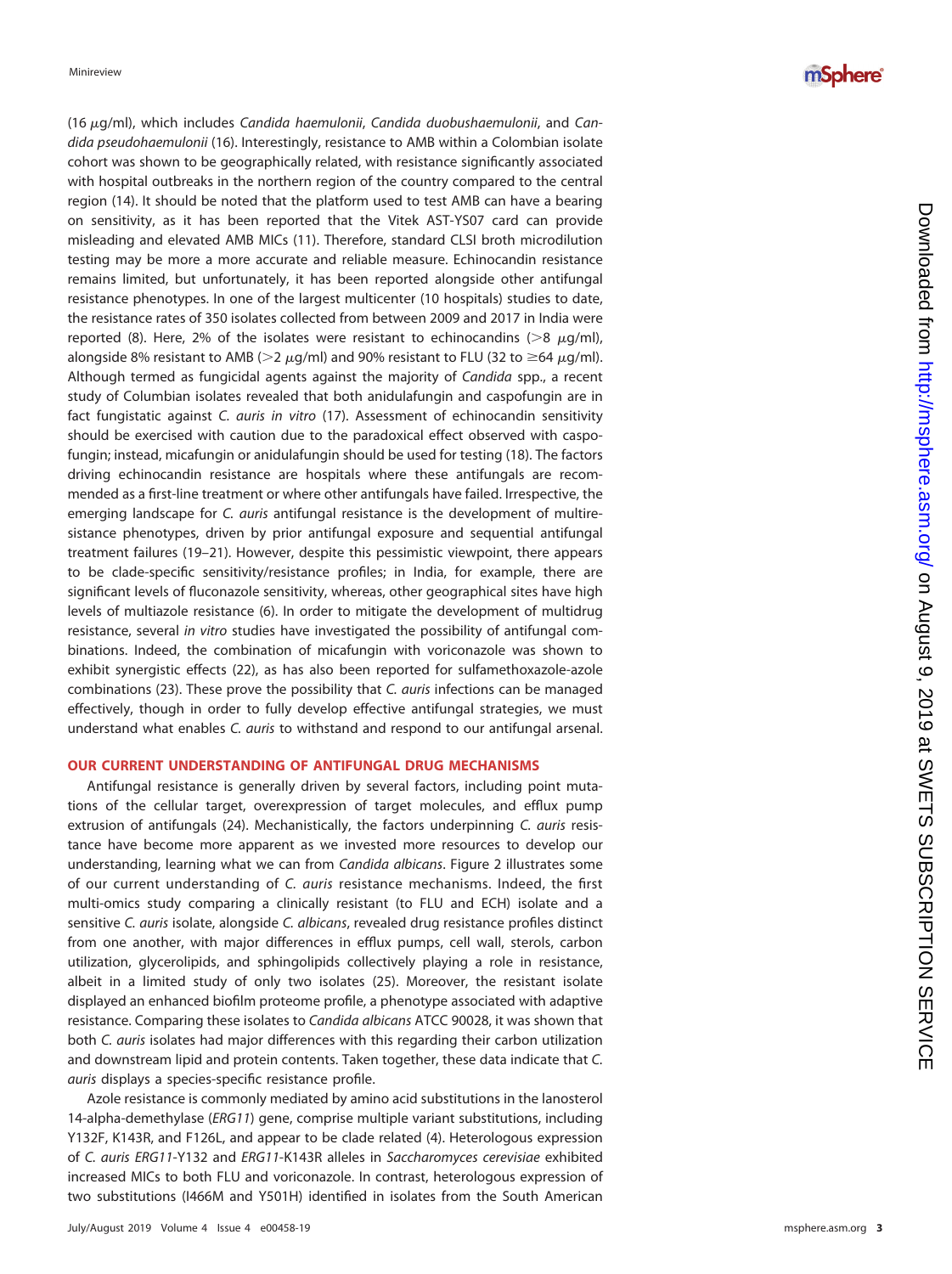(16 μg/ml), which includes *Candida haemulonii*, *Candida duobushaemulonii*, and *Candida pseudohaemulonii* (16). Interestingly, resistance to AMB within a Colombian isolate cohort was shown to be geographically related, with resistance significantly associated with hospital outbreaks in the northern region of the country compared to the central region (14). It should be noted that the platform used to test AMB can have a bearing on sensitivity, as it has been reported that the Vitek AST-YS07 card can provide misleading and elevated AMB MICs (11). Therefore, standard CLSI broth microdilution testing may be more a more accurate and reliable measure. Echinocandin resistance remains limited, but unfortunately, it has been reported alongside other antifungal resistance phenotypes. In one of the largest multicenter (10 hospitals) studies to date, the resistance rates of 350 isolates collected from between 2009 and 2017 in India were reported (8). Here, 2% of the isolates were resistant to echinocandins (>8 μg/ml), alongside 8% resistant to AMB (>2 μg/ml) and 90% resistant to FLU (32 to ≥64 μg/ml). Although termed as fungicidal agents against the majority of *Candida* spp., a recent study of Columbian isolates revealed that both anidulafungin and caspofungin are in fact fungistatic against *C. auris in vitro* (17). Assessment of echinocandin sensitivity should be exercised with caution due to the paradoxical effect observed with caspofungin; instead, micafungin or anidulafungin should be used for testing (18). The factors driving echinocandin resistance are hospitals where these antifungals are recommended as a first-line treatment or where other antifungals have failed. Irrespective, the emerging landscape for *C. auris* antifungal resistance is the development of multiresistance phenotypes, driven by prior antifungal exposure and sequential antifungal treatment failures (19–21). However, despite this pessimistic viewpoint, there appears to be clade-specific sensitivity/resistance profiles; in India, for example, there are significant levels of fluconazole sensitivity, whereas, other geographical sites have high levels of multiazole resistance (6). In order to mitigate the development of multidrug resistance, several *in vitro* studies have investigated the possibility of antifungal combinations. Indeed, the combination of micafungin with voriconazole was shown to exhibit synergistic effects (22), as has also been reported for sulfamethoxazole-azole combinations (23). These prove the possibility that *C. auris* infections can be managed effectively, though in order to fully develop effective antifungal strategies, we must understand what enables *C. auris* to withstand and respond to our antifungal arsenal.

## OUR CURRENT UNDERSTANDING OF ANTIFUNGAL DRUG MECHANISMS

Antifungal resistance is generally driven by several factors, including point mutations of the cellular target, overexpression of target molecules, and efflux pump extrusion of antifungals (24). Mechanistically, the factors underpinning *C. auris* resistance have become more apparent as we invested more resources to develop our understanding, learning what we can from *Candida albicans*. Figure 2 illustrates some of our current understanding of *C. auris* resistance mechanisms. Indeed, the first multi-omics study comparing a clinically resistant (to FLU and ECH) isolate and a sensitive *C. auris* isolate, alongside *C. albicans*, revealed drug resistance profiles distinct from one another, with major differences in efflux pumps, cell wall, sterols, carbon utilization, glycerolipids, and sphingolipids collectively playing a role in resistance, albeit in a limited study of only two isolates (25). Moreover, the resistant isolate displayed an enhanced biofilm proteome profile, a phenotype associated with adaptive resistance. Comparing these isolates to *Candida albicans* ATCC 90028, it was shown that both *C. auris* isolates had major differences with this regarding their carbon utilization and downstream lipid and protein contents. Taken together, these data indicate that *C. auris* displays a species-specific resistance profile.

Azole resistance is commonly mediated by amino acid substitutions in the lanosterol 14-alpha-demethylase (*ERG11*) gene, comprise multiple variant substitutions, including Y132F, K143R, and F126L, and appear to be clade related (4). Heterologous expression of *C. auris ERG11*-Y132 and *ERG11*-K143R alleles in *Saccharomyces cerevisiae* exhibited increased MICs to both FLU and voriconazole. In contrast, heterologous expression of two substitutions (I466M and Y501H) identified in isolates from the South American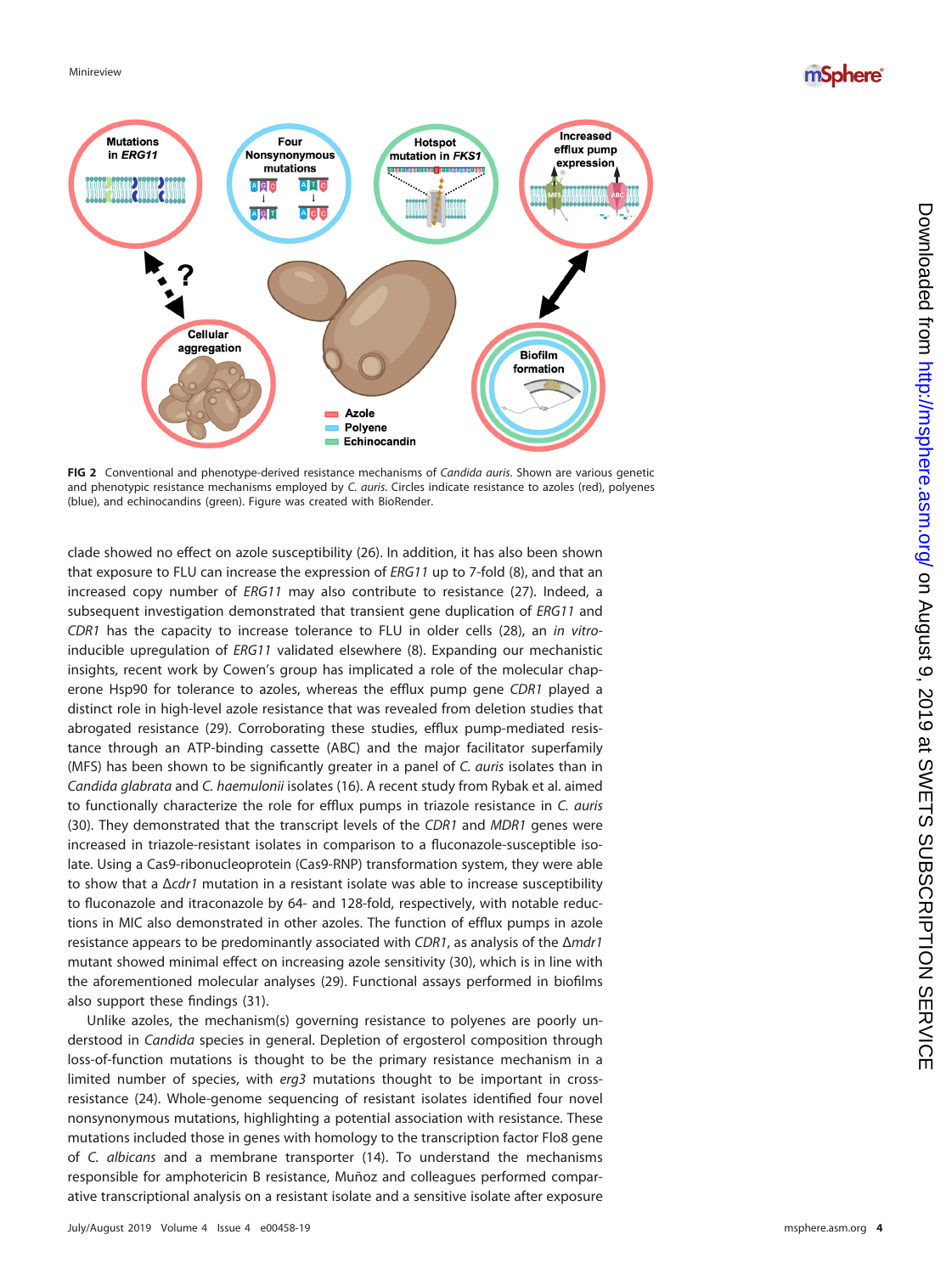FIG 2 Conventional and phenotype-derived resistance mechanisms of *Candida auris*. Shown are various genetic and phenotypic resistance mechanisms employed by *C. auris*. Circles indicate resistance to azoles (red), polyenes (blue), and echinocandins (green). Figure was created with BioRender.

clade showed no effect on azole susceptibility (26). In addition, it has also been shown that exposure to FLU can increase the expression of *ERG11* up to 7-fold (8), and that an increased copy number of *ERG11* may also contribute to resistance (27). Indeed, a subsequent investigation demonstrated that transient gene duplication of *ERG11* and *CDR1* has the capacity to increase tolerance to FLU in older cells (28), an *in vitro*-inducible upregulation of *ERG11* validated elsewhere (8). Expanding our mechanistic insights, recent work by Cowen's group has implicated a role of the molecular chaperone Hsp90 for tolerance to azoles, whereas the efflux pump gene *CDR1* played a distinct role in high-level azole resistance that was revealed from deletion studies that abrogated resistance (29). Corroborating these studies, efflux pump-mediated resistance through an ATP-binding cassette (ABC) and the major facilitator superfamily (MFS) has been shown to be significantly greater in a panel of *C. auris* isolates than in *Candida glabrata* and *C. haemulonii* isolates (16). A recent study from Rybak et al. aimed to functionally characterize the role for efflux pumps in triazole resistance in *C. auris* (30). They demonstrated that the transcript levels of the *CDR1* and *MDR1* genes were increased in triazole-resistant isolates in comparison to a fluconazole-susceptible isolate. Using a Cas9-ribonucleoprotein (Cas9-RNP) transformation system, they were able to show that a Δ*cdr1* mutation in a resistant isolate was able to increase susceptibility to fluconazole and itraconazole by 64- and 128-fold, respectively, with notable reductions in MIC also demonstrated in other azoles. The function of efflux pumps in azole resistance appears to be predominantly associated with *CDR1*, as analysis of the Δ*mdr1* mutant showed minimal effect on increasing azole sensitivity (30), which is in line with the aforementioned molecular analyses (29). Functional assays performed in biofilms also support these findings (31).

Unlike azoles, the mechanism(s) governing resistance to polyenes are poorly understood in *Candida* species in general. Depletion of ergosterol composition through loss-of-function mutations is thought to be the primary resistance mechanism in a limited number of species, with *erg3* mutations thought to be important in cross-resistance (24). Whole-genome sequencing of resistant isolates identified four novel nonsynonymous mutations, highlighting a potential association with resistance. These mutations included those in genes with homology to the transcription factor Flo8 gene of *C. albicans* and a membrane transporter (14). To understand the mechanisms responsible for amphotericin B resistance, Muñoz and colleagues performed comparative transcriptional analysis on a resistant isolate and a sensitive isolate after exposure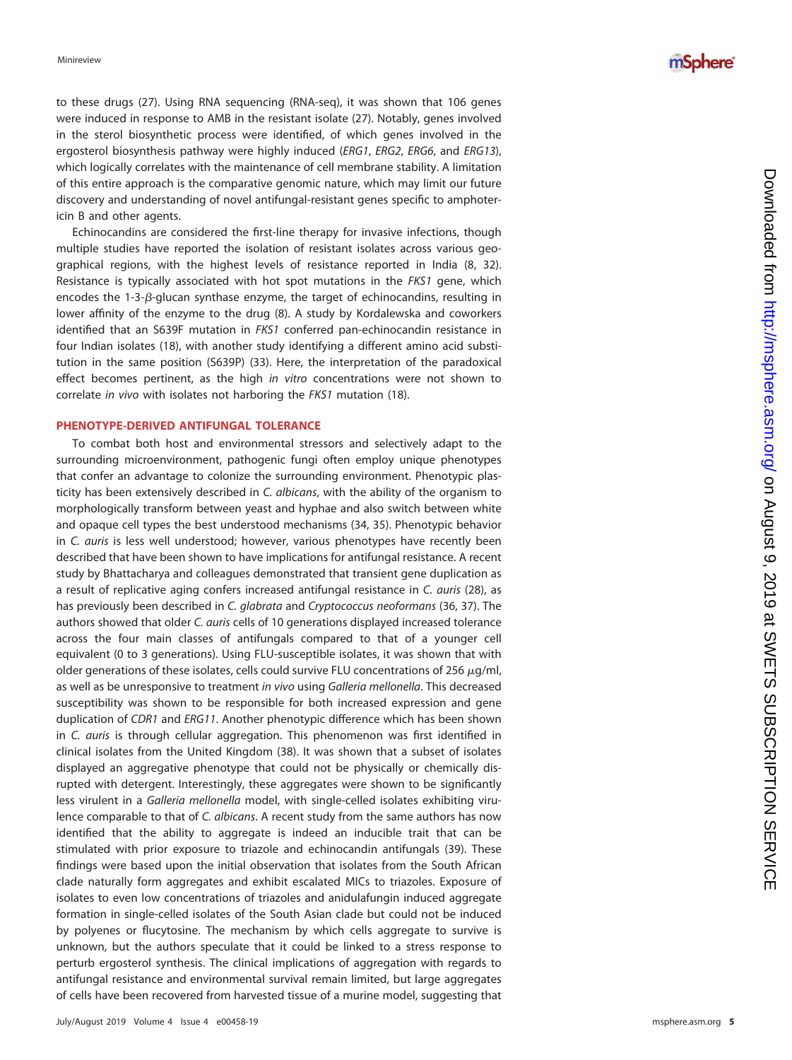to these drugs (27). Using RNA sequencing (RNA-seq), it was shown that 106 genes were induced in response to AMB in the resistant isolate (27). Notably, genes involved in the sterol biosynthetic process were identified, of which genes involved in the ergosterol biosynthesis pathway were highly induced (*ERG1*, *ERG2*, *ERG6*, and *ERG13*), which logically correlates with the maintenance of cell membrane stability. A limitation of this entire approach is the comparative genomic nature, which may limit our future discovery and understanding of novel antifungal-resistant genes specific to amphotericin B and other agents.

Echinocandins are considered the first-line therapy for invasive infections, though multiple studies have reported the isolation of resistant isolates across various geographical regions, with the highest levels of resistance reported in India (8, 32). Resistance is typically associated with hot spot mutations in the *FKS1* gene, which encodes the 1-3-$\beta$-glucan synthase enzyme, the target of echinocandins, resulting in lower affinity of the enzyme to the drug (8). A study by Kordalewska and coworkers identified that an S639F mutation in *FKS1* conferred pan-echinocandin resistance in four Indian isolates (18), with another study identifying a different amino acid substitution in the same position (S639P) (33). Here, the interpretation of the paradoxical effect becomes pertinent, as the high *in vitro* concentrations were not shown to correlate *in vivo* with isolates not harboring the *FKS1* mutation (18).

## PHENOTYPE-DERIVED ANTIFUNGAL TOLERANCE

To combat both host and environmental stressors and selectively adapt to the surrounding microenvironment, pathogenic fungi often employ unique phenotypes that confer an advantage to colonize the surrounding environment. Phenotypic plasticity has been extensively described in *C. albicans*, with the ability of the organism to morphologically transform between yeast and hyphae and also switch between white and opaque cell types the best understood mechanisms (34, 35). Phenotypic behavior in *C. auris* is less well understood; however, various phenotypes have recently been described that have been shown to have implications for antifungal resistance. A recent study by Bhattacharya and colleagues demonstrated that transient gene duplication as a result of replicative aging confers increased antifungal resistance in *C. auris* (28), as has previously been described in *C. glabrata* and *Cryptococcus neoformans* (36, 37). The authors showed that older *C. auris* cells of 10 generations displayed increased tolerance across the four main classes of antifungals compared to that of a younger cell equivalent (0 to 3 generations). Using FLU-susceptible isolates, it was shown that with older generations of these isolates, cells could survive FLU concentrations of 256 $\mu$g/ml, as well as be unresponsive to treatment *in vivo* using *Galleria mellonella*. This decreased susceptibility was shown to be responsible for both increased expression and gene duplication of *CDR1* and *ERG11*. Another phenotypic difference which has been shown in *C. auris* is through cellular aggregation. This phenomenon was first identified in clinical isolates from the United Kingdom (38). It was shown that a subset of isolates displayed an aggregative phenotype that could not be physically or chemically disrupted with detergent. Interestingly, these aggregates were shown to be significantly less virulent in a *Galleria mellonella* model, with single-celled isolates exhibiting virulence comparable to that of *C. albicans*. A recent study from the same authors has now identified that the ability to aggregate is indeed an inducible trait that can be stimulated with prior exposure to triazole and echinocandin antifungals (39). These findings were based upon the initial observation that isolates from the South African clade naturally form aggregates and exhibit escalated MICs to triazoles. Exposure of isolates to even low concentrations of triazoles and anidulafungin induced aggregate formation in single-celled isolates of the South Asian clade but could not be induced by polyenes or flucytosine. The mechanism by which cells aggregate to survive is unknown, but the authors speculate that it could be linked to a stress response to perturb ergosterol synthesis. The clinical implications of aggregation with regards to antifungal resistance and environmental survival remain limited, but large aggregates of cells have been recovered from harvested tissue of a murine model, suggesting that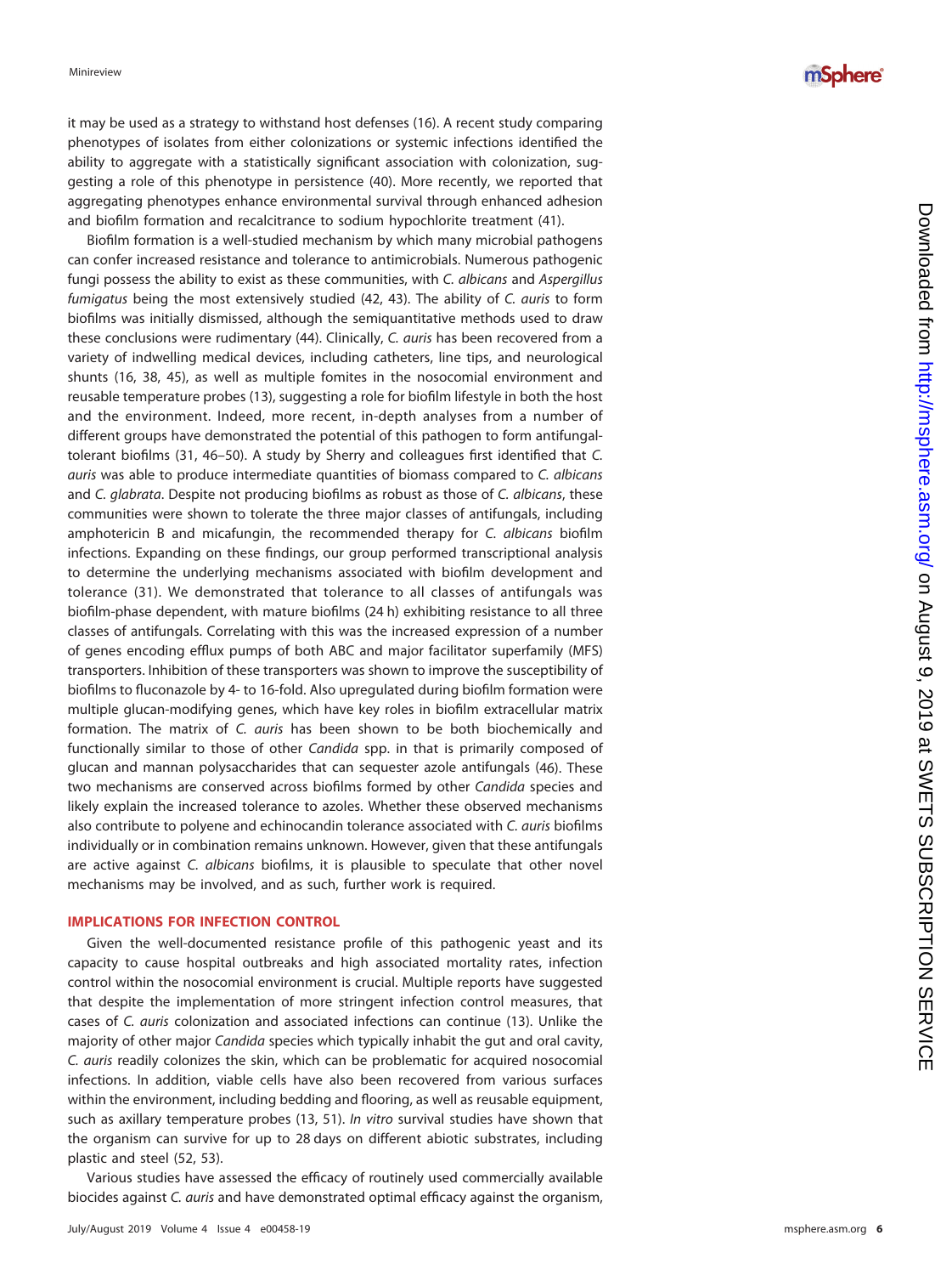it may be used as a strategy to withstand host defenses (16). A recent study comparing phenotypes of isolates from either colonizations or systemic infections identified the ability to aggregate with a statistically significant association with colonization, suggesting a role of this phenotype in persistence (40). More recently, we reported that aggregating phenotypes enhance environmental survival through enhanced adhesion and biofilm formation and recalcitrance to sodium hypochlorite treatment (41).

Biofilm formation is a well-studied mechanism by which many microbial pathogens can confer increased resistance and tolerance to antimicrobials. Numerous pathogenic fungi possess the ability to exist as these communities, with *C. albicans* and *Aspergillus fumigatus* being the most extensively studied (42, 43). The ability of *C. auris* to form biofilms was initially dismissed, although the semiquantitative methods used to draw these conclusions were rudimentary (44). Clinically, *C. auris* has been recovered from a variety of indwelling medical devices, including catheters, line tips, and neurological shunts (16, 38, 45), as well as multiple fomites in the nosocomial environment and reusable temperature probes (13), suggesting a role for biofilm lifestyle in both the host and the environment. Indeed, more recent, in-depth analyses from a number of different groups have demonstrated the potential of this pathogen to form antifungal-tolerant biofilms (31, 46–50). A study by Sherry and colleagues first identified that *C. auris* was able to produce intermediate quantities of biomass compared to *C. albicans* and *C. glabrata*. Despite not producing biofilms as robust as those of *C. albicans*, these communities were shown to tolerate the three major classes of antifungals, including amphotericin B and micafungin, the recommended therapy for *C. albicans* biofilm infections. Expanding on these findings, our group performed transcriptional analysis to determine the underlying mechanisms associated with biofilm development and tolerance (31). We demonstrated that tolerance to all classes of antifungals was biofilm-phase dependent, with mature biofilms (24 h) exhibiting resistance to all three classes of antifungals. Correlating with this was the increased expression of a number of genes encoding efflux pumps of both ABC and major facilitator superfamily (MFS) transporters. Inhibition of these transporters was shown to improve the susceptibility of biofilms to fluconazole by 4- to 16-fold. Also upregulated during biofilm formation were multiple glucan-modifying genes, which have key roles in biofilm extracellular matrix formation. The matrix of *C. auris* has been shown to be both biochemically and functionally similar to those of other *Candida* spp. in that is primarily composed of glucan and mannan polysaccharides that can sequester azole antifungals (46). These two mechanisms are conserved across biofilms formed by other *Candida* species and likely explain the increased tolerance to azoles. Whether these observed mechanisms also contribute to polyene and echinocandin tolerance associated with *C. auris* biofilms individually or in combination remains unknown. However, given that these antifungals are active against *C. albicans* biofilms, it is plausible to speculate that other novel mechanisms may be involved, and as such, further work is required.

## IMPLICATIONS FOR INFECTION CONTROL

Given the well-documented resistance profile of this pathogenic yeast and its capacity to cause hospital outbreaks and high associated mortality rates, infection control within the nosocomial environment is crucial. Multiple reports have suggested that despite the implementation of more stringent infection control measures, that cases of *C. auris* colonization and associated infections can continue (13). Unlike the majority of other major *Candida* species which typically inhabit the gut and oral cavity, *C. auris* readily colonizes the skin, which can be problematic for acquired nosocomial infections. In addition, viable cells have also been recovered from various surfaces within the environment, including bedding and flooring, as well as reusable equipment, such as axillary temperature probes (13, 51). *In vitro* survival studies have shown that the organism can survive for up to 28 days on different abiotic substrates, including plastic and steel (52, 53).

Various studies have assessed the efficacy of routinely used commercially available biocides against *C. auris* and have demonstrated optimal efficacy against the organism,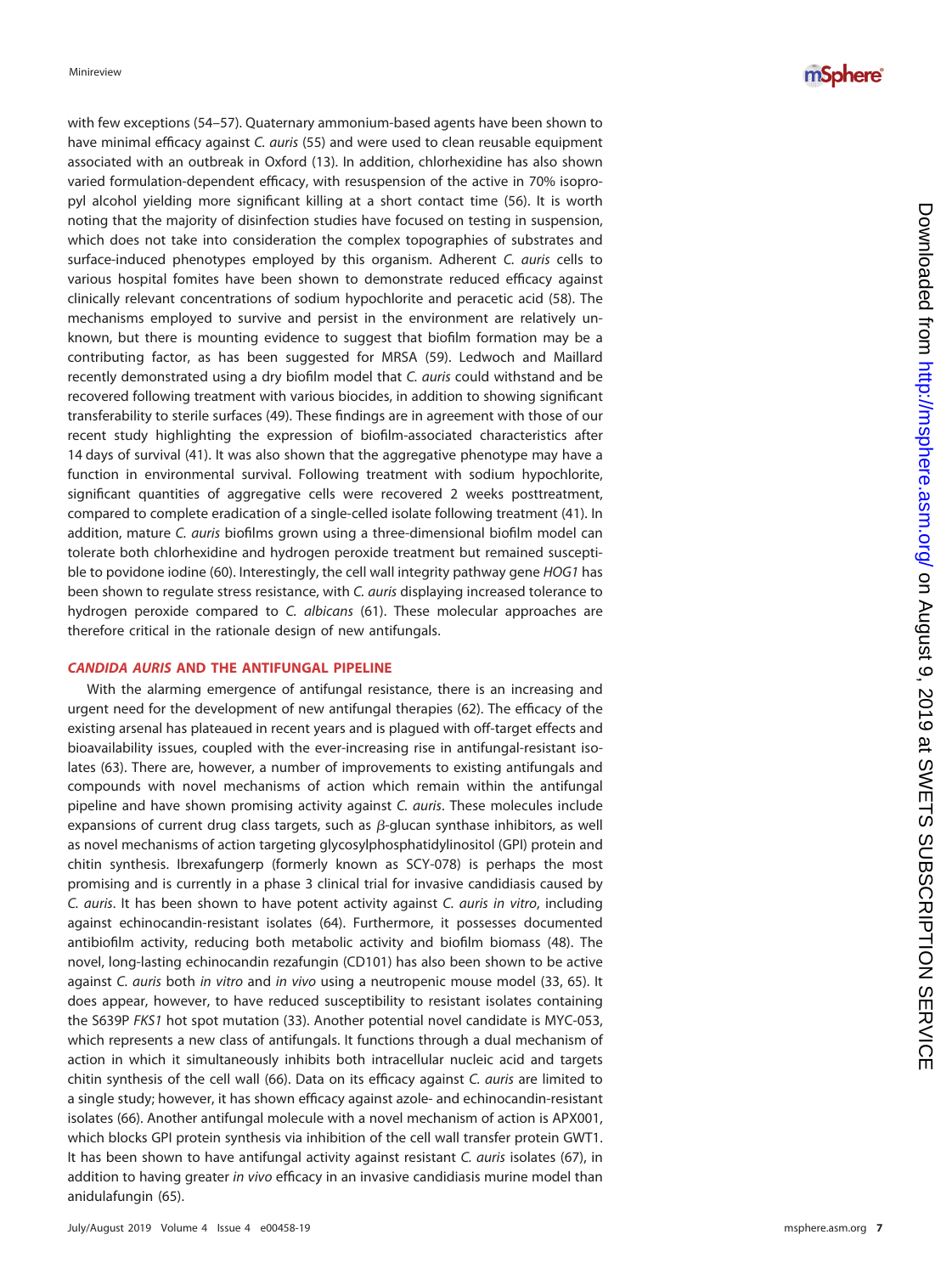with few exceptions (54–57). Quaternary ammonium-based agents have been shown to have minimal efficacy against *C. auris* (55) and were used to clean reusable equipment associated with an outbreak in Oxford (13). In addition, chlorhexidine has also shown varied formulation-dependent efficacy, with resuspension of the active in 70% isopropyl alcohol yielding more significant killing at a short contact time (56). It is worth noting that the majority of disinfection studies have focused on testing in suspension, which does not take into consideration the complex topographies of substrates and surface-induced phenotypes employed by this organism. Adherent *C. auris* cells to various hospital fomites have been shown to demonstrate reduced efficacy against clinically relevant concentrations of sodium hypochlorite and peracetic acid (58). The mechanisms employed to survive and persist in the environment are relatively unknown, but there is mounting evidence to suggest that biofilm formation may be a contributing factor, as has been suggested for MRSA (59). Ledwoch and Maillard recently demonstrated using a dry biofilm model that *C. auris* could withstand and be recovered following treatment with various biocides, in addition to showing significant transferability to sterile surfaces (49). These findings are in agreement with those of our recent study highlighting the expression of biofilm-associated characteristics after 14 days of survival (41). It was also shown that the aggregative phenotype may have a function in environmental survival. Following treatment with sodium hypochlorite, significant quantities of aggregative cells were recovered 2 weeks posttreatment, compared to complete eradication of a single-celled isolate following treatment (41). In addition, mature *C. auris* biofilms grown using a three-dimensional biofilm model can tolerate both chlorhexidine and hydrogen peroxide treatment but remained susceptible to povidone iodine (60). Interestingly, the cell wall integrity pathway gene *HOG1* has been shown to regulate stress resistance, with *C. auris* displaying increased tolerance to hydrogen peroxide compared to *C. albicans* (61). These molecular approaches are therefore critical in the rationale design of new antifungals.

## *CANDIDA AURIS* AND THE ANTIFUNGAL PIPELINE

With the alarming emergence of antifungal resistance, there is an increasing and urgent need for the development of new antifungal therapies (62). The efficacy of the existing arsenal has plateaued in recent years and is plagued with off-target effects and bioavailability issues, coupled with the ever-increasing rise in antifungal-resistant isolates (63). There are, however, a number of improvements to existing antifungals and compounds with novel mechanisms of action which remain within the antifungal pipeline and have shown promising activity against *C. auris*. These molecules include expansions of current drug class targets, such as $\beta$-glucan synthase inhibitors, as well as novel mechanisms of action targeting glycosylphosphatidylinositol (GPI) protein and chitin synthesis. Ibrexafungerp (formerly known as SCY-078) is perhaps the most promising and is currently in a phase 3 clinical trial for invasive candidiasis caused by *C. auris*. It has been shown to have potent activity against *C. auris in vitro*, including against echinocandin-resistant isolates (64). Furthermore, it possesses documented antibiofilm activity, reducing both metabolic activity and biofilm biomass (48). The novel, long-lasting echinocandin rezafungin (CD101) has also been shown to be active against *C. auris* both *in vitro* and *in vivo* using a neutropenic mouse model (33, 65). It does appear, however, to have reduced susceptibility to resistant isolates containing the S639P *FKS1* hot spot mutation (33). Another potential novel candidate is MYC-053, which represents a new class of antifungals. It functions through a dual mechanism of action in which it simultaneously inhibits both intracellular nucleic acid and targets chitin synthesis of the cell wall (66). Data on its efficacy against *C. auris* are limited to a single study; however, it has shown efficacy against azole- and echinocandin-resistant isolates (66). Another antifungal molecule with a novel mechanism of action is APX001, which blocks GPI protein synthesis via inhibition of the cell wall transfer protein GWT1. It has been shown to have antifungal activity against resistant *C. auris* isolates (67), in addition to having greater *in vivo* efficacy in an invasive candidiasis murine model than anidulafungin (65).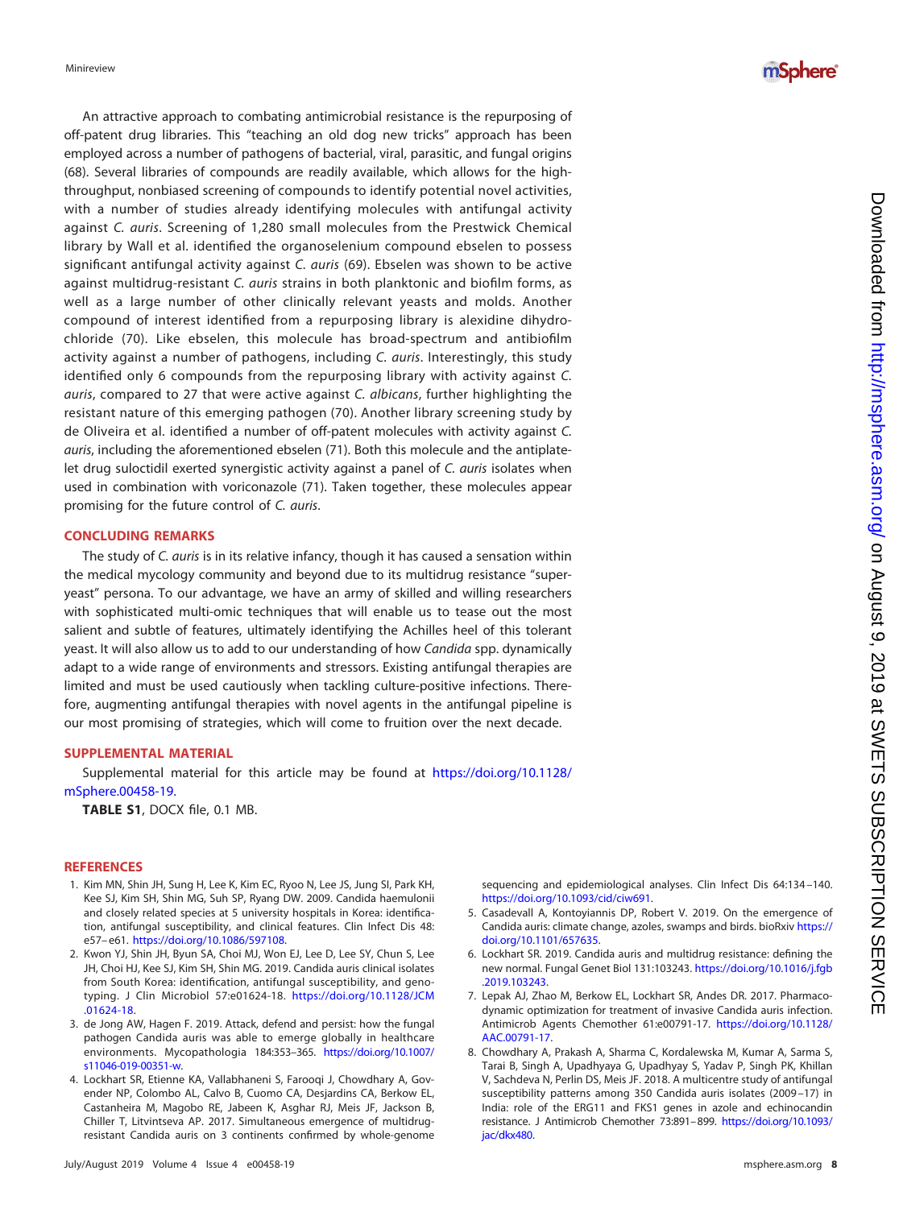An attractive approach to combating antimicrobial resistance is the repurposing of off-patent drug libraries. This "teaching an old dog new tricks" approach has been employed across a number of pathogens of bacterial, viral, parasitic, and fungal origins (68). Several libraries of compounds are readily available, which allows for the high-throughput, nonbiased screening of compounds to identify potential novel activities, with a number of studies already identifying molecules with antifungal activity against *C. auris*. Screening of 1,280 small molecules from the Prestwick Chemical library by Wall et al. identified the organoselenium compound ebselen to possess significant antifungal activity against *C. auris* (69). Ebselen was shown to be active against multidrug-resistant *C. auris* strains in both planktonic and biofilm forms, as well as a large number of other clinically relevant yeasts and molds. Another compound of interest identified from a repurposing library is alexidine dihydrochloride (70). Like ebselen, this molecule has broad-spectrum and antibiofilm activity against a number of pathogens, including *C. auris*. Interestingly, this study identified only 6 compounds from the repurposing library with activity against *C. auris*, compared to 27 that were active against *C. albicans*, further highlighting the resistant nature of this emerging pathogen (70). Another library screening study by de Oliveira et al. identified a number of off-patent molecules with activity against *C. auris*, including the aforementioned ebselen (71). Both this molecule and the antiplatelet drug suloctidil exerted synergistic activity against a panel of *C. auris* isolates when used in combination with voriconazole (71). Taken together, these molecules appear promising for the future control of *C. auris*.

## CONCLUDING REMARKS

The study of *C. auris* is in its relative infancy, though it has caused a sensation within the medical mycology community and beyond due to its multidrug resistance "super-yeast" persona. To our advantage, we have an army of skilled and willing researchers with sophisticated multi-omic techniques that will enable us to tease out the most salient and subtle of features, ultimately identifying the Achilles heel of this tolerant yeast. It will also allow us to add to our understanding of how *Candida* spp. dynamically adapt to a wide range of environments and stressors. Existing antifungal therapies are limited and must be used cautiously when tackling culture-positive infections. Therefore, augmenting antifungal therapies with novel agents in the antifungal pipeline is our most promising of strategies, which will come to fruition over the next decade.

## SUPPLEMENTAL MATERIAL

Supplemental material for this article may be found at https://doi.org/10.1128/mSphere.00458-19.

**TABLE S1**, DOCX file, 0.1 MB.

## REFERENCES

1. Kim MN, Shin JH, Sung H, Lee K, Kim EC, Ryoo N, Lee JS, Jung SI, Park KH, Kee SJ, Kim SH, Shin MG, Suh SP, Ryang DW. 2009. Candida haemulonii and closely related species at 5 university hospitals in Korea: identification, antifungal susceptibility, and clinical features. Clin Infect Dis 48:e57–e61. https://doi.org/10.1086/597108.
2. Kwon YJ, Shin JH, Byun SA, Choi MJ, Won EJ, Lee D, Lee SY, Chun S, Lee JH, Choi HJ, Kee SJ, Kim SH, Shin MG. 2019. Candida auris clinical isolates from South Korea: identification, antifungal susceptibility, and genotyping. J Clin Microbiol 57:e01624-18. https://doi.org/10.1128/JCM.01624-18.
3. de Jong AW, Hagen F. 2019. Attack, defend and persist: how the fungal pathogen Candida auris was able to emerge globally in healthcare environments. Mycopathologia 184:353–365. https://doi.org/10.1007/s11046-019-00351-w.
4. Lockhart SR, Etienne KA, Vallabhaneni S, Farooqi J, Chowdhary A, Govender NP, Colombo AL, Calvo B, Cuomo CA, Desjardins CA, Berkow EL, Castanheira M, Magobo RE, Jabeen K, Asghar RJ, Meis JF, Jackson B, Chiller T, Litvintseva AP. 2017. Simultaneous emergence of multidrug-resistant Candida auris on 3 continents confirmed by whole-genome sequencing and epidemiological analyses. Clin Infect Dis 64:134–140. https://doi.org/10.1093/cid/ciw691.
5. Casadevall A, Kontoyiannis DP, Robert V. 2019. On the emergence of Candida auris: climate change, azoles, swamps and birds. bioRxiv https://doi.org/10.1101/657635.
6. Lockhart SR. 2019. Candida auris and multidrug resistance: defining the new normal. Fungal Genet Biol 131:103243. https://doi.org/10.1016/j.fgb.2019.103243.
7. Lepak AJ, Zhao M, Berkow EL, Lockhart SR, Andes DR. 2017. Pharmacodynamic optimization for treatment of invasive Candida auris infection. Antimicrob Agents Chemother 61:e00791-17. https://doi.org/10.1128/AAC.00791-17.
8. Chowdhary A, Prakash A, Sharma C, Kordalewska M, Kumar A, Sarma S, Tarai B, Singh A, Upadhyaya G, Upadhyay S, Yadav P, Singh PK, Khillan V, Sachdeva N, Perlin DS, Meis JF. 2018. A multicentre study of antifungal susceptibility patterns among 350 Candida auris isolates (2009–17) in India: role of the ERG11 and FKS1 genes in azole and echinocandin resistance. J Antimicrob Chemother 73:891–899. https://doi.org/10.1093/jac/dkx480.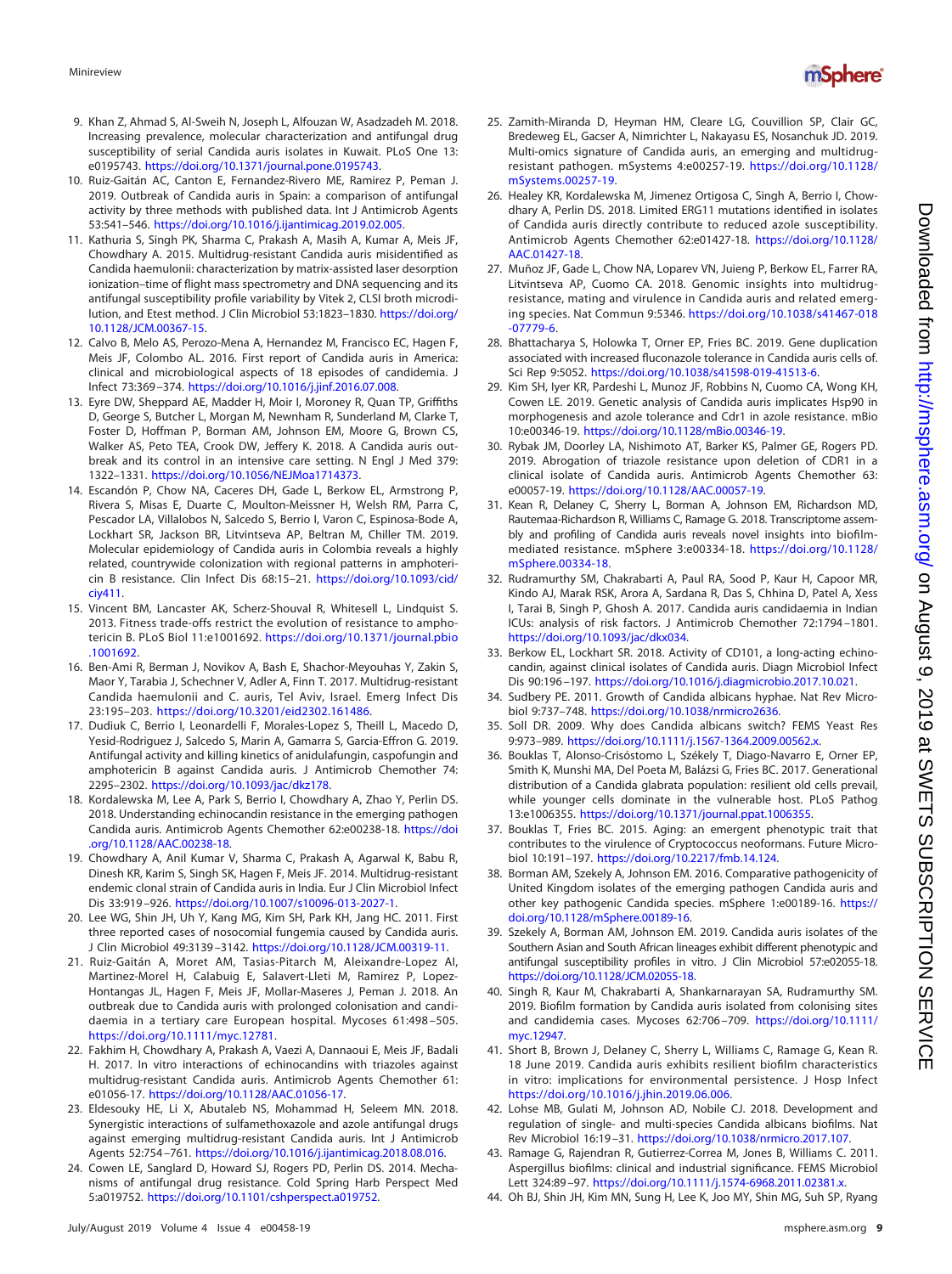9. Khan Z, Ahmad S, Al-Sweih N, Joseph L, Alfouzan W, Asadzadeh M. 2018. Increasing prevalence, molecular characterization and antifungal drug susceptibility of serial Candida auris isolates in Kuwait. PLoS One 13: e0195743. https://doi.org/10.1371/journal.pone.0195743.
10. Ruiz-Gaitán AC, Canton E, Fernandez-Rivero ME, Ramirez P, Peman J. 2019. Outbreak of Candida auris in Spain: a comparison of antifungal activity by three methods with published data. Int J Antimicrob Agents 53:541–546. https://doi.org/10.1016/j.ijantimicag.2019.02.005.
11. Kathuria S, Singh PK, Sharma C, Prakash A, Masih A, Kumar A, Meis JF, Chowdhary A. 2015. Multidrug-resistant Candida auris misidentified as Candida haemulonii: characterization by matrix-assisted laser desorption ionization–time of flight mass spectrometry and DNA sequencing and its antifungal susceptibility profile variability by Vitek 2, CLSI broth microdilution, and Etest method. J Clin Microbiol 53:1823–1830. https://doi.org/10.1128/JCM.00367-15.
12. Calvo B, Melo AS, Perozo-Mena A, Hernandez M, Francisco EC, Hagen F, Meis JF, Colombo AL. 2016. First report of Candida auris in America: clinical and microbiological aspects of 18 episodes of candidemia. J Infect 73:369–374. https://doi.org/10.1016/j.jinf.2016.07.008.
13. Eyre DW, Sheppard AE, Madder H, Moir I, Moroney R, Quan TP, Griffiths D, George S, Butcher L, Morgan M, Newnham R, Sunderland M, Clarke T, Foster D, Hoffman P, Borman AM, Johnson EM, Moore G, Brown CS, Walker AS, Peto TEA, Crook DW, Jeffery K. 2018. A Candida auris outbreak and its control in an intensive care setting. N Engl J Med 379: 1322–1331. https://doi.org/10.1056/NEJMoa1714373.
14. Escandón P, Chow NA, Caceres DH, Gade L, Berkow EL, Armstrong P, Rivera S, Misas E, Duarte C, Moulton-Meissner H, Welsh RM, Parra C, Pescador LA, Villalobos N, Salcedo S, Berrio I, Varon C, Espinosa-Bode A, Lockhart SR, Jackson BR, Litvintseva AP, Beltran M, Chiller TM. 2019. Molecular epidemiology of Candida auris in Colombia reveals a highly related, countrywide colonization with regional patterns in amphotericin B resistance. Clin Infect Dis 68:15–21. https://doi.org/10.1093/cid/ciy411.
15. Vincent BM, Lancaster AK, Scherz-Shouval R, Whitesell L, Lindquist S. 2013. Fitness trade-offs restrict the evolution of resistance to amphotericin B. PLoS Biol 11:e1001692. https://doi.org/10.1371/journal.pbio.1001692.
16. Ben-Ami R, Berman J, Novikov A, Bash E, Shachor-Meyouhas Y, Zakin S, Maor Y, Tarabia J, Schechner V, Adler A, Finn T. 2017. Multidrug-resistant Candida haemulonii and C. auris, Tel Aviv, Israel. Emerg Infect Dis 23:195–203. https://doi.org/10.3201/eid2302.161486.
17. Dudiuk C, Berrio I, Leonardelli F, Morales-Lopez S, Theill L, Macedo D, Yesid-Rodriguez J, Salcedo S, Marin A, Gamarra S, Garcia-Effron G. 2019. Antifungal activity and killing kinetics of anidulafungin, caspofungin and amphotericin B against Candida auris. J Antimicrob Chemother 74: 2295–2302. https://doi.org/10.1093/jac/dkz178.
18. Kordalewska M, Lee A, Park S, Berrio I, Chowdhary A, Zhao Y, Perlin DS. 2018. Understanding echinocandin resistance in the emerging pathogen Candida auris. Antimicrob Agents Chemother 62:e00238-18. https://doi.org/10.1128/AAC.00238-18.
19. Chowdhary A, Anil Kumar V, Sharma C, Prakash A, Agarwal K, Babu R, Dinesh KR, Karim S, Singh SK, Hagen F, Meis JF. 2014. Multidrug-resistant endemic clonal strain of Candida auris in India. Eur J Clin Microbiol Infect Dis 33:919–926. https://doi.org/10.1007/s10096-013-2027-1.
20. Lee WG, Shin JH, Uh Y, Kang MG, Kim SH, Park KH, Jang HC. 2011. First three reported cases of nosocomial fungemia caused by Candida auris. J Clin Microbiol 49:3139–3142. https://doi.org/10.1128/JCM.00319-11.
21. Ruiz-Gaitán A, Moret AM, Tasias-Pitarch M, Aleixandre-Lopez AI, Martinez-Morel H, Calabuig E, Salavert-Lleti M, Ramirez P, Lopez-Hontangas JL, Hagen F, Meis JF, Mollar-Maseres J, Peman J. 2018. An outbreak due to Candida auris with prolonged colonisation and candidaemia in a tertiary care European hospital. Mycoses 61:498–505. https://doi.org/10.1111/myc.12781.
22. Fakhim H, Chowdhary A, Prakash A, Vaezi A, Dannaoui E, Meis JF, Badali H. 2017. In vitro interactions of echinocandins with triazoles against multidrug-resistant Candida auris. Antimicrob Agents Chemother 61: e01056-17. https://doi.org/10.1128/AAC.01056-17.
23. Eldesouky HE, Li X, Abutaleb NS, Mohammad H, Seleem MN. 2018. Synergistic interactions of sulfamethoxazole and azole antifungal drugs against emerging multidrug-resistant Candida auris. Int J Antimicrob Agents 52:754–761. https://doi.org/10.1016/j.ijantimicag.2018.08.016.
24. Cowen LE, Sanglard D, Howard SJ, Rogers PD, Perlin DS. 2014. Mechanisms of antifungal drug resistance. Cold Spring Harb Perspect Med 5:a019752. https://doi.org/10.1101/cshperspect.a019752.
25. Zamith-Miranda D, Heyman HM, Cleare LG, Couvillion SP, Clair GC, Bredeweg EL, Gacser A, Nimrichter L, Nakayasu ES, Nosanchuk JD. 2019. Multi-omics signature of Candida auris, an emerging and multidrug-resistant pathogen. mSystems 4:e00257-19. https://doi.org/10.1128/mSystems.00257-19.
26. Healey KR, Kordalewska M, Jimenez Ortigosa C, Singh A, Berrio I, Chowdhary A, Perlin DS. 2018. Limited ERG11 mutations identified in isolates of Candida auris directly contribute to reduced azole susceptibility. Antimicrob Agents Chemother 62:e01427-18. https://doi.org/10.1128/AAC.01427-18.
27. Muñoz JF, Gade L, Chow NA, Loparev VN, Juieng P, Berkow EL, Farrer RA, Litvintseva AP, Cuomo CA. 2018. Genomic insights into multidrug-resistance, mating and virulence in Candida auris and related emerging species. Nat Commun 9:5346. https://doi.org/10.1038/s41467-018-07779-6.
28. Bhattacharya S, Holowka T, Orner EP, Fries BC. 2019. Gene duplication associated with increased fluconazole tolerance in Candida auris cells of. Sci Rep 9:5052. https://doi.org/10.1038/s41598-019-41513-6.
29. Kim SH, Iyer KR, Pardeshi L, Munoz JF, Robbins N, Cuomo CA, Wong KH, Cowen LE. 2019. Genetic analysis of Candida auris implicates Hsp90 in morphogenesis and azole tolerance and Cdr1 in azole resistance. mBio 10:e00346-19. https://doi.org/10.1128/mBio.00346-19.
30. Rybak JM, Doorley LA, Nishimoto AT, Barker KS, Palmer GE, Rogers PD. 2019. Abrogation of triazole resistance upon deletion of CDR1 in a clinical isolate of Candida auris. Antimicrob Agents Chemother 63: e00057-19. https://doi.org/10.1128/AAC.00057-19.
31. Kean R, Delaney C, Sherry L, Borman A, Johnson EM, Richardson MD, Rautemaa-Richardson R, Williams C, Ramage G. 2018. Transcriptome assembly and profiling of Candida auris reveals novel insights into biofilm-mediated resistance. mSphere 3:e00334-18. https://doi.org/10.1128/mSphere.00334-18.
32. Rudramurthy SM, Chakrabarti A, Paul RA, Sood P, Kaur H, Capoor MR, Kindo AJ, Marak RSK, Arora A, Sardana R, Das S, Chhina D, Patel A, Xess I, Tarai B, Singh P, Ghosh A. 2017. Candida auris candidaemia in Indian ICUs: analysis of risk factors. J Antimicrob Chemother 72:1794–1801. https://doi.org/10.1093/jac/dkx034.
33. Berkow EL, Lockhart SR. 2018. Activity of CD101, a long-acting echinocandin, against clinical isolates of Candida auris. Diagn Microbiol Infect Dis 90:196–197. https://doi.org/10.1016/j.diagmicrobio.2017.10.021.
34. Sudbery PE. 2011. Growth of Candida albicans hyphae. Nat Rev Microbiol 9:737–748. https://doi.org/10.1038/nrmicro2636.
35. Soll DR. 2009. Why does Candida albicans switch? FEMS Yeast Res 9:973–989. https://doi.org/10.1111/j.1567-1364.2009.00562.x.
36. Bouklas T, Alonso-Crisóstomo L, Székely T, Diago-Navarro E, Orner EP, Smith K, Munshi MA, Del Poeta M, Balázsi G, Fries BC. 2017. Generational distribution of a Candida glabrata population: resilient old cells prevail, while younger cells dominate in the vulnerable host. PLoS Pathog 13:e1006355. https://doi.org/10.1371/journal.ppat.1006355.
37. Bouklas T, Fries BC. 2015. Aging: an emergent phenotypic trait that contributes to the virulence of Cryptococcus neoformans. Future Microbiol 10:191–197. https://doi.org/10.2217/fmb.14.124.
38. Borman AM, Szekely A, Johnson EM. 2016. Comparative pathogenicity of United Kingdom isolates of the emerging pathogen Candida auris and other key pathogenic Candida species. mSphere 1:e00189-16. https://doi.org/10.1128/mSphere.00189-16.
39. Szekely A, Borman AM, Johnson EM. 2019. Candida auris isolates of the Southern Asian and South African lineages exhibit different phenotypic and antifungal susceptibility profiles in vitro. J Clin Microbiol 57:e02055-18. https://doi.org/10.1128/JCM.02055-18.
40. Singh R, Kaur M, Chakrabarti A, Shankarnarayan SA, Rudramurthy SM. 2019. Biofilm formation by Candida auris isolated from colonising sites and candidemia cases. Mycoses 62:706–709. https://doi.org/10.1111/myc.12947.
41. Short B, Brown J, Delaney C, Sherry L, Williams C, Ramage G, Kean R. 18 June 2019. Candida auris exhibits resilient biofilm characteristics in vitro: implications for environmental persistence. J Hosp Infect https://doi.org/10.1016/j.jhin.2019.06.006.
42. Lohse MB, Gulati M, Johnson AD, Nobile CJ. 2018. Development and regulation of single- and multi-species Candida albicans biofilms. Nat Rev Microbiol 16:19–31. https://doi.org/10.1038/nrmicro.2017.107.
43. Ramage G, Rajendran R, Gutierrez-Correa M, Jones B, Williams C. 2011. Aspergillus biofilms: clinical and industrial significance. FEMS Microbiol Lett 324:89–97. https://doi.org/10.1111/j.1574-6968.2011.02381.x.
44. Oh BJ, Shin JH, Kim MN, Sung H, Lee K, Joo MY, Shin MG, Suh SP, Ryang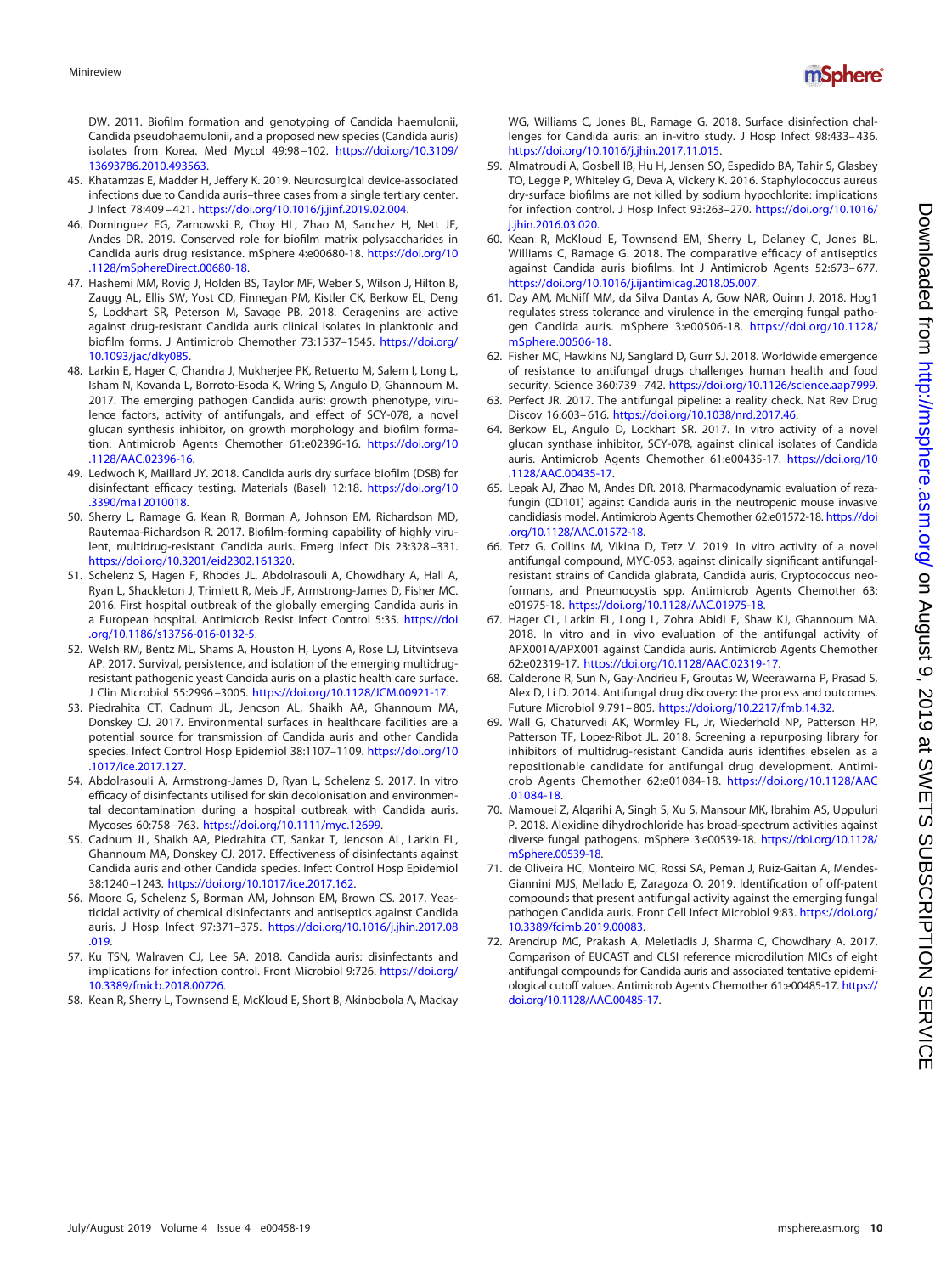DW. 2011. Biofilm formation and genotyping of Candida haemulonii, Candida pseudohaemulonii, and a proposed new species (Candida auris) isolates from Korea. Med Mycol 49:98–102. https://doi.org/10.3109/13693786.2010.493563.

45. Khatamzas E, Madder H, Jeffery K. 2019. Neurosurgical device-associated infections due to Candida auris–three cases from a single tertiary center. J Infect 78:409–421. https://doi.org/10.1016/j.jinf.2019.02.004.
46. Dominguez EG, Zarnowski R, Choy HL, Zhao M, Sanchez H, Nett JE, Andes DR. 2019. Conserved role for biofilm matrix polysaccharides in Candida auris drug resistance. mSphere 4:e00680-18. https://doi.org/10.1128/mSphereDirect.00680-18.
47. Hashemi MM, Rovig J, Holden BS, Taylor MF, Weber S, Wilson J, Hilton B, Zaugg AL, Ellis SW, Yost CD, Finnegan PM, Kistler CK, Berkow EL, Deng S, Lockhart SR, Peterson M, Savage PB. 2018. Ceragenins are active against drug-resistant Candida auris clinical isolates in planktonic and biofilm forms. J Antimicrob Chemother 73:1537–1545. https://doi.org/10.1093/jac/dky085.
48. Larkin E, Hager C, Chandra J, Mukherjee PK, Retuerto M, Salem I, Long L, Isham N, Kovanda L, Borroto-Esoda K, Wring S, Angulo D, Ghannoum M. 2017. The emerging pathogen Candida auris: growth phenotype, virulence factors, activity of antifungals, and effect of SCY-078, a novel glucan synthesis inhibitor, on growth morphology and biofilm formation. Antimicrob Agents Chemother 61:e02396-16. https://doi.org/10.1128/AAC.02396-16.
49. Ledwoch K, Maillard JY. 2018. Candida auris dry surface biofilm (DSB) for disinfectant efficacy testing. Materials (Basel) 12:18. https://doi.org/10.3390/ma12010018.
50. Sherry L, Ramage G, Kean R, Borman A, Johnson EM, Richardson MD, Rautemaa-Richardson R. 2017. Biofilm-forming capability of highly virulent, multidrug-resistant Candida auris. Emerg Infect Dis 23:328–331. https://doi.org/10.3201/eid2302.161320.
51. Schelenz S, Hagen F, Rhodes JL, Abdolrasouli A, Chowdhary A, Hall A, Ryan L, Shackleton J, Trimlett R, Meis JF, Armstrong-James D, Fisher MC. 2016. First hospital outbreak of the globally emerging Candida auris in a European hospital. Antimicrob Resist Infect Control 5:35. https://doi.org/10.1186/s13756-016-0132-5.
52. Welsh RM, Bentz ML, Shams A, Houston H, Lyons A, Rose LJ, Litvintseva AP. 2017. Survival, persistence, and isolation of the emerging multidrug-resistant pathogenic yeast Candida auris on a plastic health care surface. J Clin Microbiol 55:2996–3005. https://doi.org/10.1128/JCM.00921-17.
53. Piedrahita CT, Cadnum JL, Jencson AL, Shaikh AA, Ghannoum MA, Donskey CJ. 2017. Environmental surfaces in healthcare facilities are a potential source for transmission of Candida auris and other Candida species. Infect Control Hosp Epidemiol 38:1107–1109. https://doi.org/10.1017/ice.2017.127.
54. Abdolrasouli A, Armstrong-James D, Ryan L, Schelenz S. 2017. In vitro efficacy of disinfectants utilised for skin decolonisation and environmental decontamination during a hospital outbreak with Candida auris. Mycoses 60:758–763. https://doi.org/10.1111/myc.12699.
55. Cadnum JL, Shaikh AA, Piedrahita CT, Sankar T, Jencson AL, Larkin EL, Ghannoum MA, Donskey CJ. 2017. Effectiveness of disinfectants against Candida auris and other Candida species. Infect Control Hosp Epidemiol 38:1240–1243. https://doi.org/10.1017/ice.2017.162.
56. Moore G, Schelenz S, Borman AM, Johnson EM, Brown CS. 2017. Yeasticidal activity of chemical disinfectants and antiseptics against Candida auris. J Hosp Infect 97:371–375. https://doi.org/10.1016/j.jhin.2017.08.019.
57. Ku TSN, Walraven CJ, Lee SA. 2018. Candida auris: disinfectants and implications for infection control. Front Microbiol 9:726. https://doi.org/10.3389/fmicb.2018.00726.
58. Kean R, Sherry L, Townsend E, McKloud E, Short B, Akinbobola A, Mackay WG, Williams C, Jones BL, Ramage G. 2018. Surface disinfection challenges for Candida auris: an in-vitro study. J Hosp Infect 98:433–436. https://doi.org/10.1016/j.jhin.2017.11.015.
59. Almatroudi A, Gosbell IB, Hu H, Jensen SO, Espedido BA, Tahir S, Glasbey TO, Legge P, Whiteley G, Deva A, Vickery K. 2016. Staphylococcus aureus dry-surface biofilms are not killed by sodium hypochlorite: implications for infection control. J Hosp Infect 93:263–270. https://doi.org/10.1016/j.jhin.2016.03.020.
60. Kean R, McKloud E, Townsend EM, Sherry L, Delaney C, Jones BL, Williams C, Ramage G. 2018. The comparative efficacy of antiseptics against Candida auris biofilms. Int J Antimicrob Agents 52:673–677. https://doi.org/10.1016/j.ijantimicag.2018.05.007.
61. Day AM, McNiff MM, da Silva Dantas A, Gow NAR, Quinn J. 2018. Hog1 regulates stress tolerance and virulence in the emerging fungal pathogen Candida auris. mSphere 3:e00506-18. https://doi.org/10.1128/mSphere.00506-18.
62. Fisher MC, Hawkins NJ, Sanglard D, Gurr SJ. 2018. Worldwide emergence of resistance to antifungal drugs challenges human health and food security. Science 360:739–742. https://doi.org/10.1126/science.aap7999.
63. Perfect JR. 2017. The antifungal pipeline: a reality check. Nat Rev Drug Discov 16:603–616. https://doi.org/10.1038/nrd.2017.46.
64. Berkow EL, Angulo D, Lockhart SR. 2017. In vitro activity of a novel glucan synthase inhibitor, SCY-078, against clinical isolates of Candida auris. Antimicrob Agents Chemother 61:e00435-17. https://doi.org/10.1128/AAC.00435-17.
65. Lepak AJ, Zhao M, Andes DR. 2018. Pharmacodynamic evaluation of rezafungin (CD101) against Candida auris in the neutropenic mouse invasive candidiasis model. Antimicrob Agents Chemother 62:e01572-18. https://doi.org/10.1128/AAC.01572-18.
66. Tetz G, Collins M, Vikina D, Tetz V. 2019. In vitro activity of a novel antifungal compound, MYC-053, against clinically significant antifungal-resistant strains of Candida glabrata, Candida auris, Cryptococcus neoformans, and Pneumocystis spp. Antimicrob Agents Chemother 63:e01975-18. https://doi.org/10.1128/AAC.01975-18.
67. Hager CL, Larkin EL, Long L, Zohra Abidi F, Shaw KJ, Ghannoum MA. 2018. In vitro and in vivo evaluation of the antifungal activity of APX001A/APX001 against Candida auris. Antimicrob Agents Chemother 62:e02319-17. https://doi.org/10.1128/AAC.02319-17.
68. Calderone R, Sun N, Gay-Andrieu F, Groutas W, Weerawarna P, Prasad S, Alex D, Li D. 2014. Antifungal drug discovery: the process and outcomes. Future Microbiol 9:791–805. https://doi.org/10.2217/fmb.14.32.
69. Wall G, Chaturvedi AK, Wormley FL, Jr, Wiederhold NP, Patterson HP, Patterson TF, Lopez-Ribot JL. 2018. Screening a repurposing library for inhibitors of multidrug-resistant Candida auris identifies ebselen as a repositionable candidate for antifungal drug development. Antimicrob Agents Chemother 62:e01084-18. https://doi.org/10.1128/AAC.01084-18.
70. Mamouei Z, Alqarihi A, Singh S, Xu S, Mansour MK, Ibrahim AS, Uppuluri P. 2018. Alexidine dihydrochloride has broad-spectrum activities against diverse fungal pathogens. mSphere 3:e00539-18. https://doi.org/10.1128/mSphere.00539-18.
71. de Oliveira HC, Monteiro MC, Rossi SA, Peman J, Ruiz-Gaitan A, Mendes-Giannini MJS, Mellado E, Zaragoza O. 2019. Identification of off-patent compounds that present antifungal activity against the emerging fungal pathogen Candida auris. Front Cell Infect Microbiol 9:83. https://doi.org/10.3389/fcimb.2019.00083.
72. Arendrup MC, Prakash A, Meletiadis J, Sharma C, Chowdhary A. 2017. Comparison of EUCAST and CLSI reference microdilution MICs of eight antifungal compounds for Candida auris and associated tentative epidemiological cutoff values. Antimicrob Agents Chemother 61:e00485-17. https://doi.org/10.1128/AAC.00485-17.